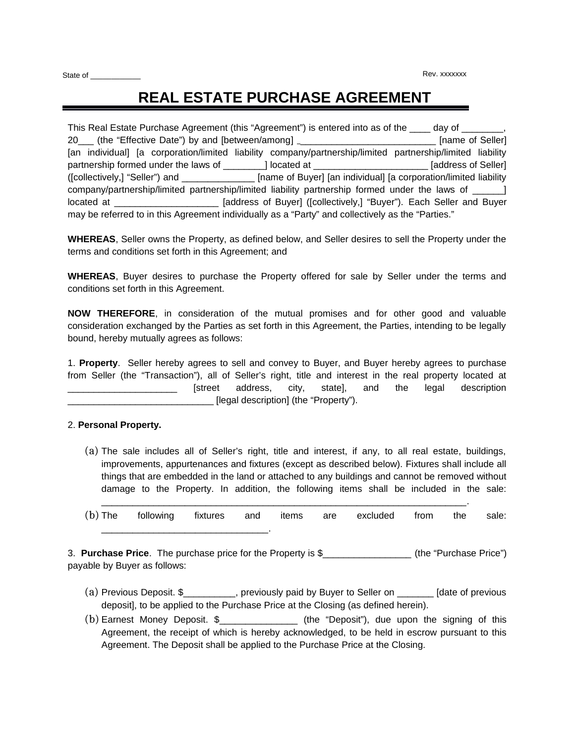State of ___________ Rev. xxxxxxx

# REAL ESTATE PURCHASE AGREEMENT

This Real Estate Purchase Agreement (this "Agreement") is entered into as of the ____ day of ________, 20___ (the "Effective Date") by and [between/among] __________________________ [name of Seller] [an individual] [a corporation/limited liability company/partnership/limited partnership/limited liability partnership formed under the laws of ________] located at ______________________ [address of Seller] ([collectively,] "Seller") and ______________ [name of Buyer] [an individual] [a corporation/limited liability company/partnership/limited partnership/limited liability partnership formed under the laws of ______] located at ____________________ [address of Buyer] ([collectively,] "Buyer"). Each Seller and Buyer may be referred to in this Agreement individually as a "Party" and collectively as the "Parties."

**WHEREAS**, Seller owns the Property, as defined below, and Seller desires to sell the Property under the terms and conditions set forth in this Agreement; and

**WHEREAS**, Buyer desires to purchase the Property offered for sale by Seller under the terms and conditions set forth in this Agreement.

**NOW THEREFORE**, in consideration of the mutual promises and for other good and valuable consideration exchanged by the Parties as set forth in this Agreement, the Parties, intending to be legally bound, hereby mutually agrees as follows:

1. **Property**. Seller hereby agrees to sell and convey to Buyer, and Buyer hereby agrees to purchase from Seller (the "Transaction"), all of Seller's right, title and interest in the real property located at _____________________ [street address, city, state], and the legal description ____________________________ [legal description] (the "Property").

2. **Personal Property.**

(a) The sale includes all of Seller's right, title and interest, if any, to all real estate, buildings, improvements, appurtenances and fixtures (except as described below). Fixtures shall include all things that are embedded in the land or attached to any buildings and cannot be removed without damage to the Property. In addition, the following items shall be included in the sale: ________________________________________________________________________.

(b) The following fixtures and items are excluded from the sale: ________________________________.

3. **Purchase Price**. The purchase price for the Property is $_________________ (the "Purchase Price") payable by Buyer as follows:

(a) Previous Deposit. $__________, previously paid by Buyer to Seller on _______ [date of previous deposit], to be applied to the Purchase Price at the Closing (as defined herein).

(b) Earnest Money Deposit. $_______________ (the "Deposit"), due upon the signing of this Agreement, the receipt of which is hereby acknowledged, to be held in escrow pursuant to this Agreement. The Deposit shall be applied to the Purchase Price at the Closing.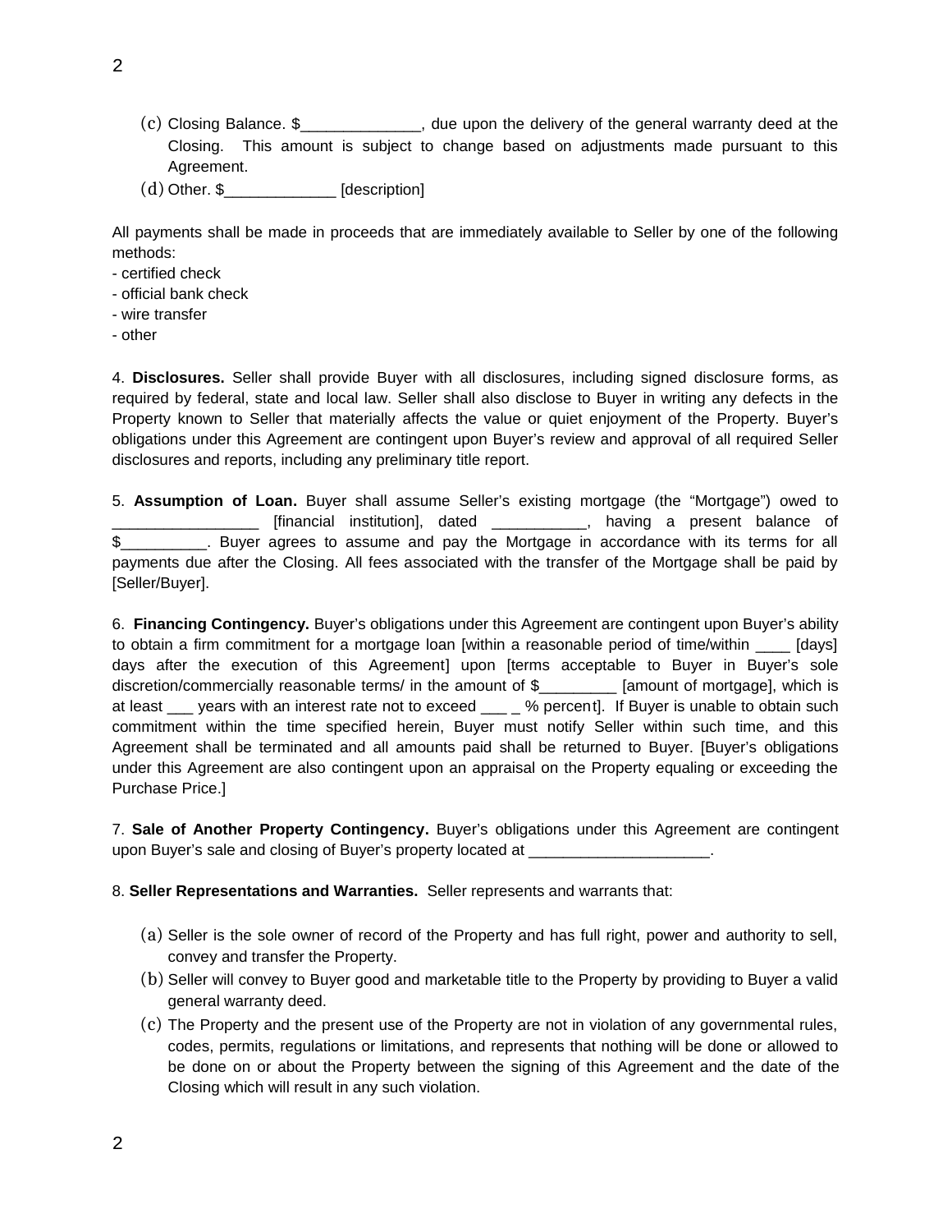(c) Closing Balance. $______________, due upon the delivery of the general warranty deed at the Closing. This amount is subject to change based on adjustments made pursuant to this Agreement.

(d) Other. $_____________ [description]

All payments shall be made in proceeds that are immediately available to Seller by one of the following methods:

- certified check
- official bank check
- wire transfer
- other

4. **Disclosures.** Seller shall provide Buyer with all disclosures, including signed disclosure forms, as required by federal, state and local law. Seller shall also disclose to Buyer in writing any defects in the Property known to Seller that materially affects the value or quiet enjoyment of the Property. Buyer's obligations under this Agreement are contingent upon Buyer's review and approval of all required Seller disclosures and reports, including any preliminary title report.

5. **Assumption of Loan.** Buyer shall assume Seller's existing mortgage (the "Mortgage") owed to _________________ [financial institution], dated ___________, having a present balance of $__________. Buyer agrees to assume and pay the Mortgage in accordance with its terms for all payments due after the Closing. All fees associated with the transfer of the Mortgage shall be paid by [Seller/Buyer].

6. **Financing Contingency.** Buyer's obligations under this Agreement are contingent upon Buyer's ability to obtain a firm commitment for a mortgage loan [within a reasonable period of time/within ____ [days] days after the execution of this Agreement] upon [terms acceptable to Buyer in Buyer's sole discretion/commercially reasonable terms/ in the amount of $_________ [amount of mortgage], which is at least ___ years with an interest rate not to exceed ___ _ % percent]. If Buyer is unable to obtain such commitment within the time specified herein, Buyer must notify Seller within such time, and this Agreement shall be terminated and all amounts paid shall be returned to Buyer. [Buyer's obligations under this Agreement are also contingent upon an appraisal on the Property equaling or exceeding the Purchase Price.]

7. **Sale of Another Property Contingency.** Buyer's obligations under this Agreement are contingent upon Buyer's sale and closing of Buyer's property located at _____________________.

8. **Seller Representations and Warranties.** Seller represents and warrants that:

(a) Seller is the sole owner of record of the Property and has full right, power and authority to sell, convey and transfer the Property.

(b) Seller will convey to Buyer good and marketable title to the Property by providing to Buyer a valid general warranty deed.

(c) The Property and the present use of the Property are not in violation of any governmental rules, codes, permits, regulations or limitations, and represents that nothing will be done or allowed to be done on or about the Property between the signing of this Agreement and the date of the Closing which will result in any such violation.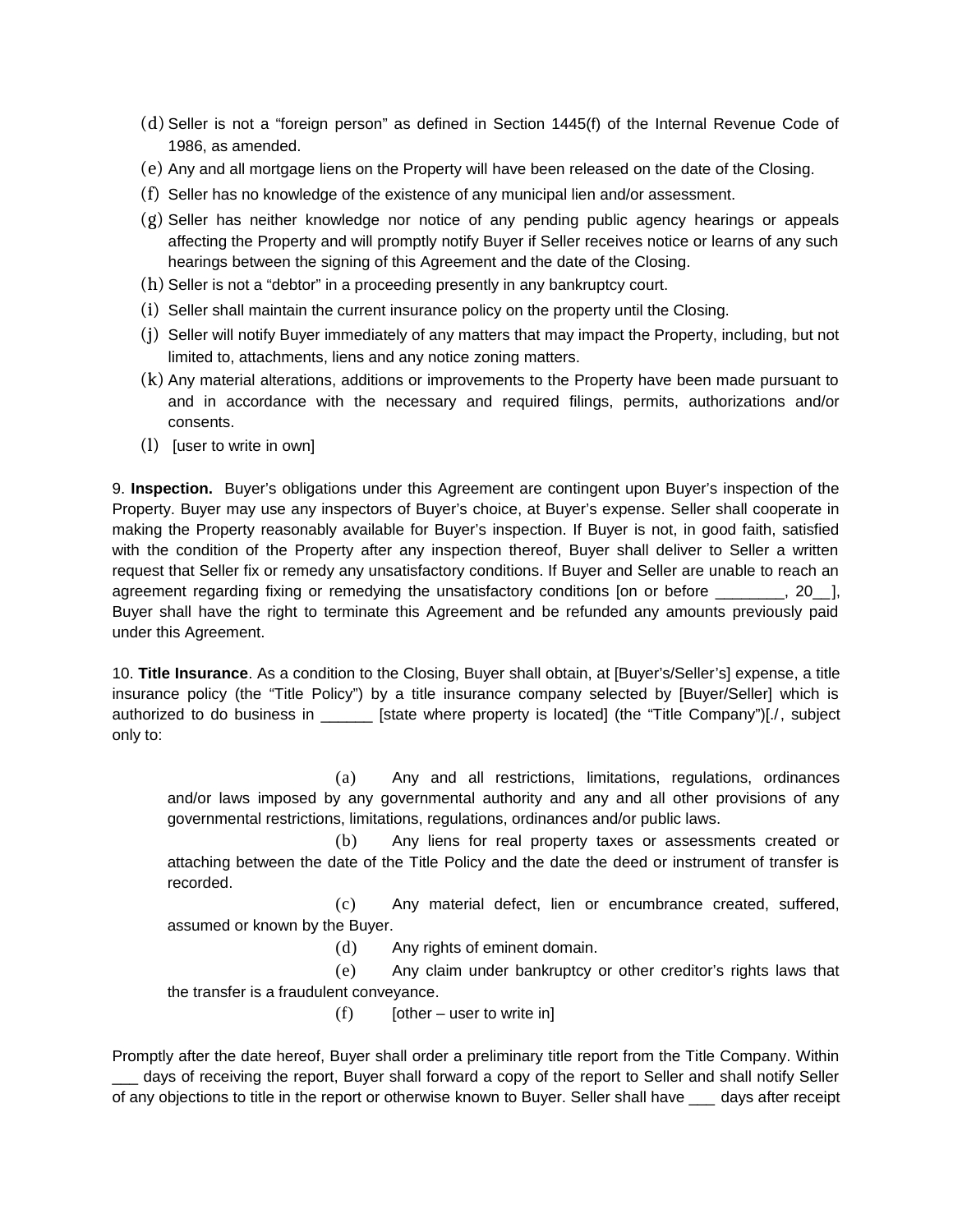(d) Seller is not a "foreign person" as defined in Section 1445(f) of the Internal Revenue Code of 1986, as amended.

(e) Any and all mortgage liens on the Property will have been released on the date of the Closing.

(f) Seller has no knowledge of the existence of any municipal lien and/or assessment.

(g) Seller has neither knowledge nor notice of any pending public agency hearings or appeals affecting the Property and will promptly notify Buyer if Seller receives notice or learns of any such hearings between the signing of this Agreement and the date of the Closing.

(h) Seller is not a "debtor" in a proceeding presently in any bankruptcy court.

(i) Seller shall maintain the current insurance policy on the property until the Closing.

(j) Seller will notify Buyer immediately of any matters that may impact the Property, including, but not limited to, attachments, liens and any notice zoning matters.

(k) Any material alterations, additions or improvements to the Property have been made pursuant to and in accordance with the necessary and required filings, permits, authorizations and/or consents.

(l) [user to write in own]

9. **Inspection.** Buyer's obligations under this Agreement are contingent upon Buyer's inspection of the Property. Buyer may use any inspectors of Buyer's choice, at Buyer's expense. Seller shall cooperate in making the Property reasonably available for Buyer's inspection. If Buyer is not, in good faith, satisfied with the condition of the Property after any inspection thereof, Buyer shall deliver to Seller a written request that Seller fix or remedy any unsatisfactory conditions. If Buyer and Seller are unable to reach an agreement regarding fixing or remedying the unsatisfactory conditions [on or before ________, 20__], Buyer shall have the right to terminate this Agreement and be refunded any amounts previously paid under this Agreement.

10. **Title Insurance**. As a condition to the Closing, Buyer shall obtain, at [Buyer's/Seller's] expense, a title insurance policy (the "Title Policy") by a title insurance company selected by [Buyer/Seller] which is authorized to do business in ______ [state where property is located] (the "Title Company")[./, subject only to:

(a) Any and all restrictions, limitations, regulations, ordinances and/or laws imposed by any governmental authority and any and all other provisions of any governmental restrictions, limitations, regulations, ordinances and/or public laws.

(b) Any liens for real property taxes or assessments created or attaching between the date of the Title Policy and the date the deed or instrument of transfer is recorded.

(c) Any material defect, lien or encumbrance created, suffered, assumed or known by the Buyer.

(d) Any rights of eminent domain.

(e) Any claim under bankruptcy or other creditor's rights laws that the transfer is a fraudulent conveyance.

(f) [other – user to write in]

Promptly after the date hereof, Buyer shall order a preliminary title report from the Title Company. Within ___ days of receiving the report, Buyer shall forward a copy of the report to Seller and shall notify Seller of any objections to title in the report or otherwise known to Buyer. Seller shall have ___ days after receipt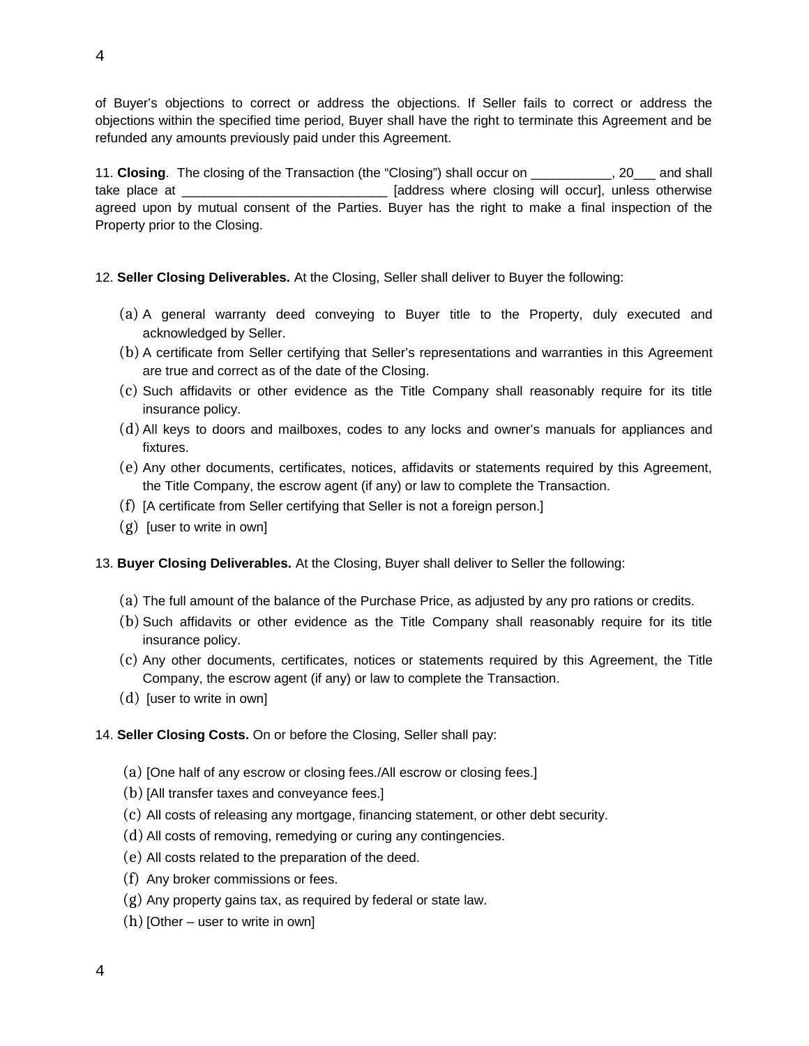of Buyer's objections to correct or address the objections. If Seller fails to correct or address the objections within the specified time period, Buyer shall have the right to terminate this Agreement and be refunded any amounts previously paid under this Agreement.

11. **Closing**. The closing of the Transaction (the "Closing") shall occur on ___________, 20___ and shall take place at ____________________________ [address where closing will occur], unless otherwise agreed upon by mutual consent of the Parties. Buyer has the right to make a final inspection of the Property prior to the Closing.

12. **Seller Closing Deliverables.** At the Closing, Seller shall deliver to Buyer the following:

(a) A general warranty deed conveying to Buyer title to the Property, duly executed and acknowledged by Seller.
(b) A certificate from Seller certifying that Seller's representations and warranties in this Agreement are true and correct as of the date of the Closing.
(c) Such affidavits or other evidence as the Title Company shall reasonably require for its title insurance policy.
(d) All keys to doors and mailboxes, codes to any locks and owner's manuals for appliances and fixtures.
(e) Any other documents, certificates, notices, affidavits or statements required by this Agreement, the Title Company, the escrow agent (if any) or law to complete the Transaction.
(f) [A certificate from Seller certifying that Seller is not a foreign person.]
(g) [user to write in own]

13. **Buyer Closing Deliverables.** At the Closing, Buyer shall deliver to Seller the following:

(a) The full amount of the balance of the Purchase Price, as adjusted by any pro rations or credits.
(b) Such affidavits or other evidence as the Title Company shall reasonably require for its title insurance policy.
(c) Any other documents, certificates, notices or statements required by this Agreement, the Title Company, the escrow agent (if any) or law to complete the Transaction.
(d) [user to write in own]

14. **Seller Closing Costs.** On or before the Closing, Seller shall pay:

(a) [One half of any escrow or closing fees./All escrow or closing fees.]
(b) [All transfer taxes and conveyance fees.]
(c) All costs of releasing any mortgage, financing statement, or other debt security.
(d) All costs of removing, remedying or curing any contingencies.
(e) All costs related to the preparation of the deed.
(f) Any broker commissions or fees.
(g) Any property gains tax, as required by federal or state law.
(h) [Other – user to write in own]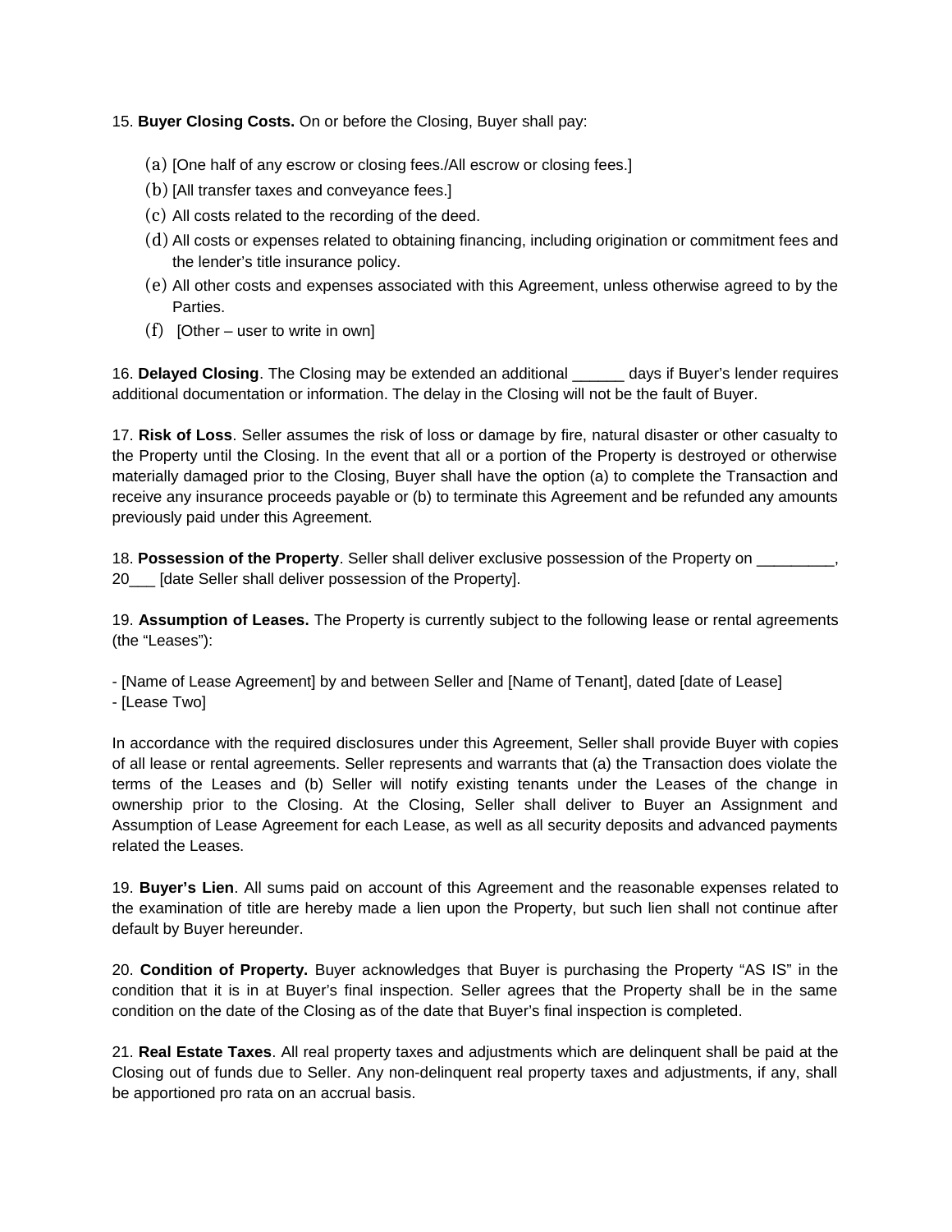15. **Buyer Closing Costs.** On or before the Closing, Buyer shall pay:

(a) [One half of any escrow or closing fees./All escrow or closing fees.]
(b) [All transfer taxes and conveyance fees.]
(c) All costs related to the recording of the deed.
(d) All costs or expenses related to obtaining financing, including origination or commitment fees and the lender's title insurance policy.
(e) All other costs and expenses associated with this Agreement, unless otherwise agreed to by the Parties.
(f) [Other – user to write in own]

16. **Delayed Closing**. The Closing may be extended an additional ______ days if Buyer's lender requires additional documentation or information. The delay in the Closing will not be the fault of Buyer.

17. **Risk of Loss**. Seller assumes the risk of loss or damage by fire, natural disaster or other casualty to the Property until the Closing. In the event that all or a portion of the Property is destroyed or otherwise materially damaged prior to the Closing, Buyer shall have the option (a) to complete the Transaction and receive any insurance proceeds payable or (b) to terminate this Agreement and be refunded any amounts previously paid under this Agreement.

18. **Possession of the Property**. Seller shall deliver exclusive possession of the Property on _________, 20___ [date Seller shall deliver possession of the Property].

19. **Assumption of Leases.** The Property is currently subject to the following lease or rental agreements (the "Leases"):

- [Name of Lease Agreement] by and between Seller and [Name of Tenant], dated [date of Lease]
- [Lease Two]

In accordance with the required disclosures under this Agreement, Seller shall provide Buyer with copies of all lease or rental agreements. Seller represents and warrants that (a) the Transaction does violate the terms of the Leases and (b) Seller will notify existing tenants under the Leases of the change in ownership prior to the Closing. At the Closing, Seller shall deliver to Buyer an Assignment and Assumption of Lease Agreement for each Lease, as well as all security deposits and advanced payments related the Leases.

19. **Buyer's Lien**. All sums paid on account of this Agreement and the reasonable expenses related to the examination of title are hereby made a lien upon the Property, but such lien shall not continue after default by Buyer hereunder.

20. **Condition of Property.** Buyer acknowledges that Buyer is purchasing the Property "AS IS" in the condition that it is in at Buyer's final inspection. Seller agrees that the Property shall be in the same condition on the date of the Closing as of the date that Buyer's final inspection is completed.

21. **Real Estate Taxes**. All real property taxes and adjustments which are delinquent shall be paid at the Closing out of funds due to Seller. Any non-delinquent real property taxes and adjustments, if any, shall be apportioned pro rata on an accrual basis.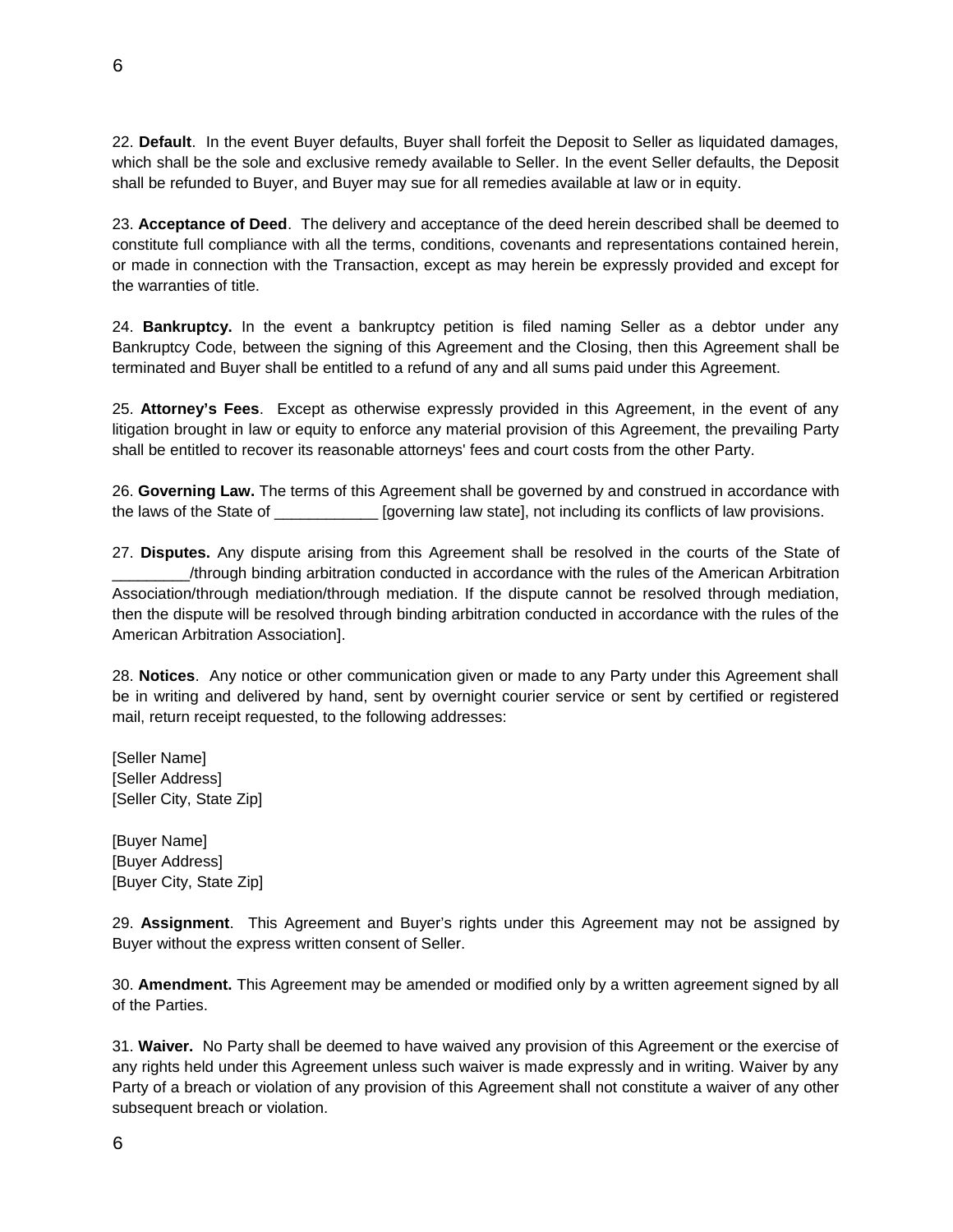22. **Default**. In the event Buyer defaults, Buyer shall forfeit the Deposit to Seller as liquidated damages, which shall be the sole and exclusive remedy available to Seller. In the event Seller defaults, the Deposit shall be refunded to Buyer, and Buyer may sue for all remedies available at law or in equity.

23. **Acceptance of Deed**. The delivery and acceptance of the deed herein described shall be deemed to constitute full compliance with all the terms, conditions, covenants and representations contained herein, or made in connection with the Transaction, except as may herein be expressly provided and except for the warranties of title.

24. **Bankruptcy.** In the event a bankruptcy petition is filed naming Seller as a debtor under any Bankruptcy Code, between the signing of this Agreement and the Closing, then this Agreement shall be terminated and Buyer shall be entitled to a refund of any and all sums paid under this Agreement.

25. **Attorney's Fees**. Except as otherwise expressly provided in this Agreement, in the event of any litigation brought in law or equity to enforce any material provision of this Agreement, the prevailing Party shall be entitled to recover its reasonable attorneys' fees and court costs from the other Party.

26. **Governing Law.** The terms of this Agreement shall be governed by and construed in accordance with the laws of the State of ____________ [governing law state], not including its conflicts of law provisions.

27. **Disputes.** Any dispute arising from this Agreement shall be resolved in the courts of the State of _________/through binding arbitration conducted in accordance with the rules of the American Arbitration Association/through mediation/through mediation. If the dispute cannot be resolved through mediation, then the dispute will be resolved through binding arbitration conducted in accordance with the rules of the American Arbitration Association].

28. **Notices**. Any notice or other communication given or made to any Party under this Agreement shall be in writing and delivered by hand, sent by overnight courier service or sent by certified or registered mail, return receipt requested, to the following addresses:

[Seller Name]
[Seller Address]
[Seller City, State Zip]

[Buyer Name]
[Buyer Address]
[Buyer City, State Zip]

29. **Assignment**. This Agreement and Buyer's rights under this Agreement may not be assigned by Buyer without the express written consent of Seller.

30. **Amendment.** This Agreement may be amended or modified only by a written agreement signed by all of the Parties.

31. **Waiver.** No Party shall be deemed to have waived any provision of this Agreement or the exercise of any rights held under this Agreement unless such waiver is made expressly and in writing. Waiver by any Party of a breach or violation of any provision of this Agreement shall not constitute a waiver of any other subsequent breach or violation.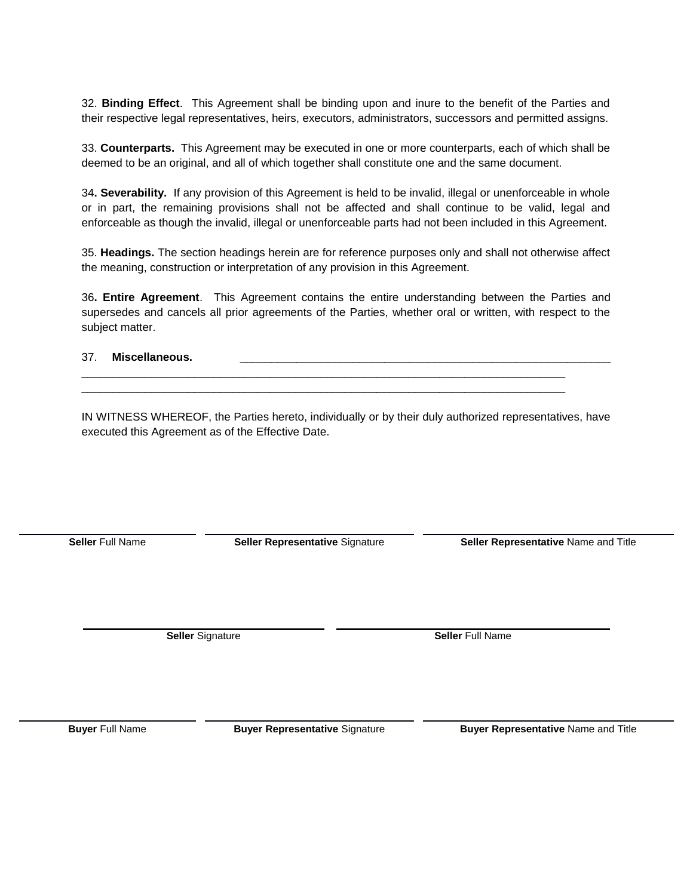32. **Binding Effect**. This Agreement shall be binding upon and inure to the benefit of the Parties and their respective legal representatives, heirs, executors, administrators, successors and permitted assigns.

33. **Counterparts.** This Agreement may be executed in one or more counterparts, each of which shall be deemed to be an original, and all of which together shall constitute one and the same document.

34**. Severability.** If any provision of this Agreement is held to be invalid, illegal or unenforceable in whole or in part, the remaining provisions shall not be affected and shall continue to be valid, legal and enforceable as though the invalid, illegal or unenforceable parts had not been included in this Agreement.

35. **Headings.** The section headings herein are for reference purposes only and shall not otherwise affect the meaning, construction or interpretation of any provision in this Agreement.

36**. Entire Agreement**. This Agreement contains the entire understanding between the Parties and supersedes and cancels all prior agreements of the Parties, whether oral or written, with respect to the subject matter.

37. **Miscellaneous.** ____________________________________________________________
__________________________________________________________________________________
__________________________________________________________________________________

IN WITNESS WHEREOF, the Parties hereto, individually or by their duly authorized representatives, have executed this Agreement as of the Effective Date.

| ____________________ | ____________________ | ____________________ |
|---|---|---|
| **Seller** Full Name | **Seller Representative** Signature | **Seller Representative** Name and Title |

| ____________________ | ____________________ |
|---|---|
| **Seller** Signature | **Seller** Full Name |

| ____________________ | ____________________ | ____________________ |
|---|---|---|
| **Buyer** Full Name | **Buyer Representative** Signature | **Buyer Representative** Name and Title |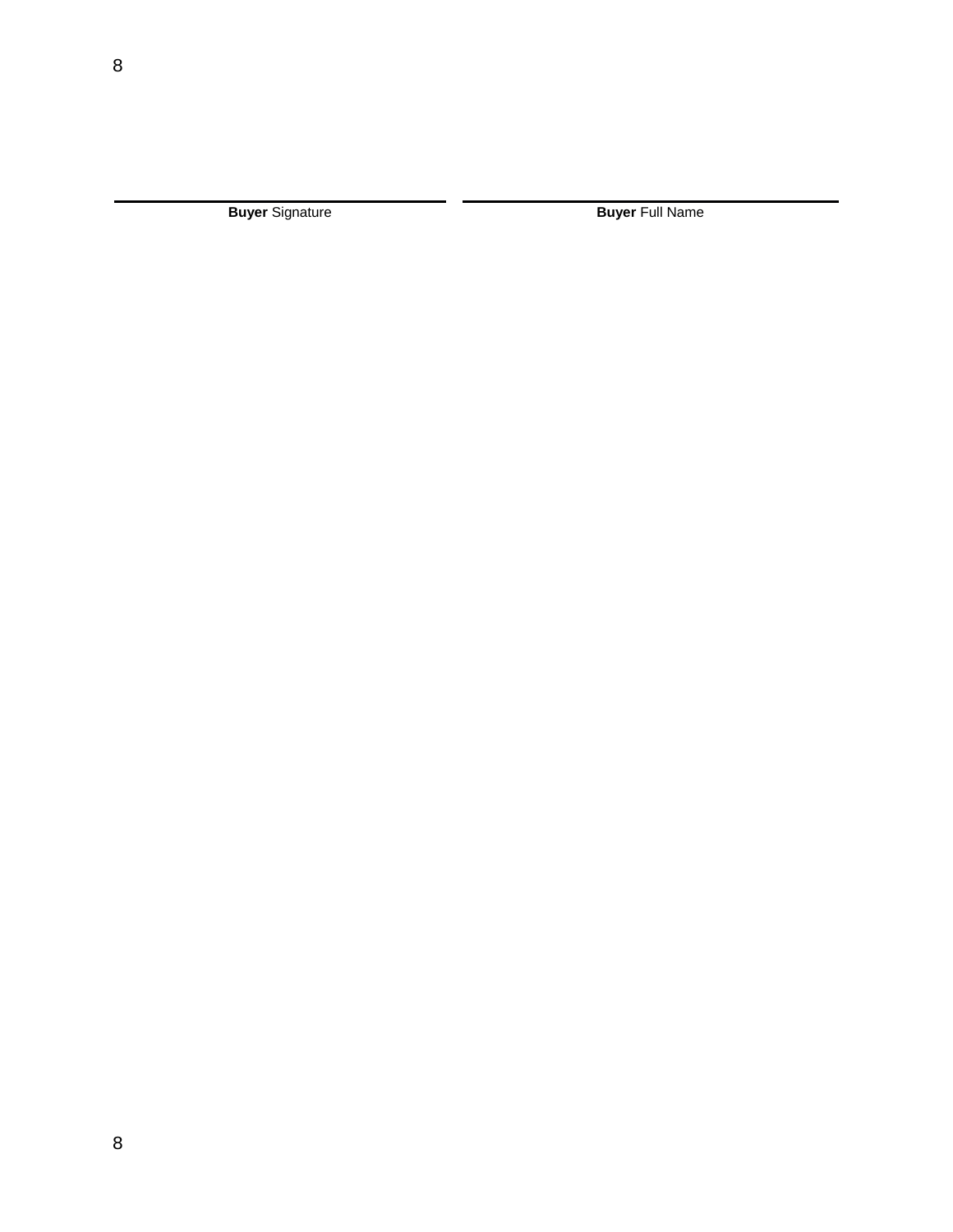| ____________________ | ____________________ |
| --- | --- |
| **Buyer** Signature | **Buyer** Full Name |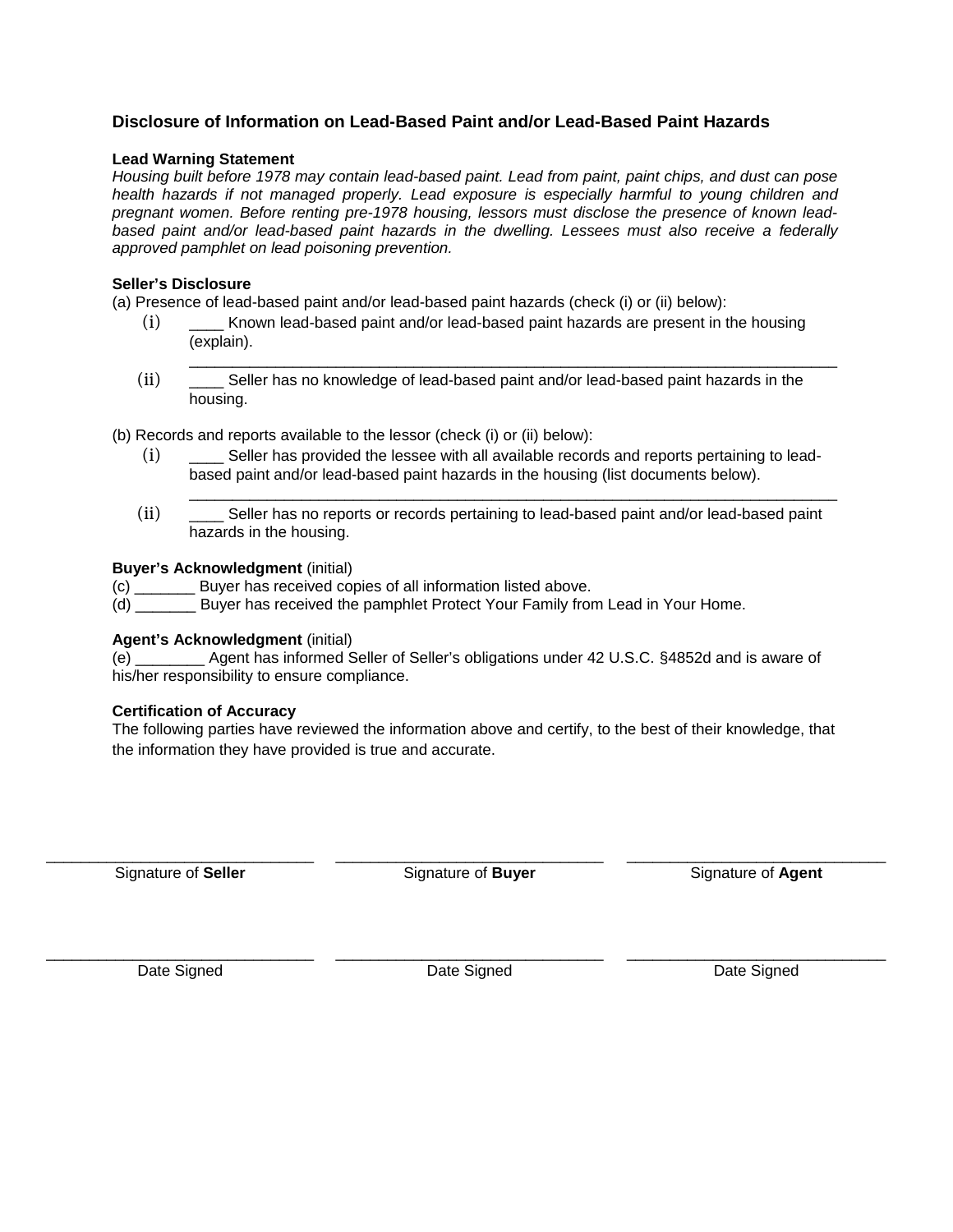## Disclosure of Information on Lead-Based Paint and/or Lead-Based Paint Hazards

**Lead Warning Statement**

*Housing built before 1978 may contain lead-based paint. Lead from paint, paint chips, and dust can pose health hazards if not managed properly. Lead exposure is especially harmful to young children and pregnant women. Before renting pre-1978 housing, lessors must disclose the presence of known lead-based paint and/or lead-based paint hazards in the dwelling. Lessees must also receive a federally approved pamphlet on lead poisoning prevention.*

**Seller's Disclosure**

(a) Presence of lead-based paint and/or lead-based paint hazards (check (i) or (ii) below):

(i) ____ Known lead-based paint and/or lead-based paint hazards are present in the housing (explain).
______________________________________________________________________________

(ii) ____ Seller has no knowledge of lead-based paint and/or lead-based paint hazards in the housing.

(b) Records and reports available to the lessor (check (i) or (ii) below):

(i) ____ Seller has provided the lessee with all available records and reports pertaining to lead-based paint and/or lead-based paint hazards in the housing (list documents below).
______________________________________________________________________________

(ii) ____ Seller has no reports or records pertaining to lead-based paint and/or lead-based paint hazards in the housing.

**Buyer's Acknowledgment** (initial)

(c) _______ Buyer has received copies of all information listed above.

(d) _______ Buyer has received the pamphlet Protect Your Family from Lead in Your Home.

**Agent's Acknowledgment** (initial)

(e) ________ Agent has informed Seller of Seller's obligations under 42 U.S.C. §4852d and is aware of his/her responsibility to ensure compliance.

**Certification of Accuracy**

The following parties have reviewed the information above and certify, to the best of their knowledge, that the information they have provided is true and accurate.

______________________________ Signature of **Seller**

______________________________ Signature of **Buyer**

______________________________ Signature of **Agent**

______________________________ Date Signed

______________________________ Date Signed

______________________________ Date Signed